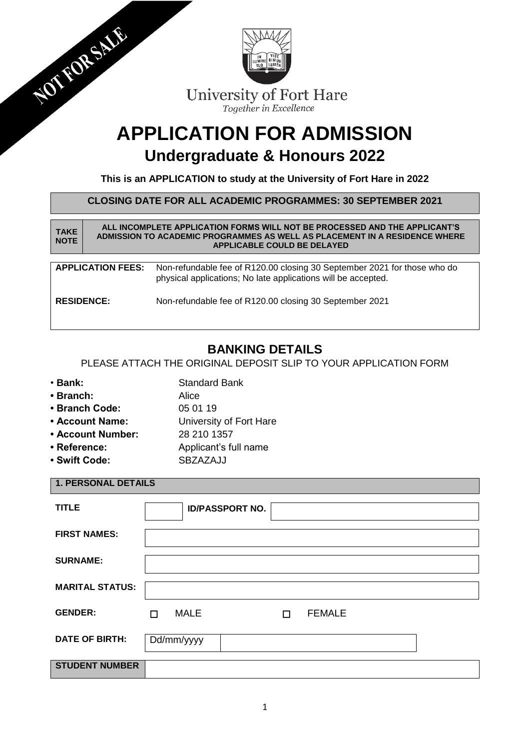NOT FOR SALE

University of Fort Hare

*Together in Excellence*

# APPLICATION FOR ADMISSION

## Undergraduate & Honours 2022

**This is an APPLICATION to study at the University of Fort Hare in 2022**

**CLOSING DATE FOR ALL ACADEMIC PROGRAMMES: 30 SEPTEMBER 2021**

| **TAKE NOTE** | **ALL INCOMPLETE APPLICATION FORMS WILL NOT BE PROCESSED AND THE APPLICANT'S ADMISSION TO ACADEMIC PROGRAMMES AS WELL AS PLACEMENT IN A RESIDENCE WHERE APPLICABLE COULD BE DELAYED** |
|---|---|

| | |
|---|---|
| **APPLICATION FEES:** | Non-refundable fee of R120.00 closing 30 September 2021 for those who do physical applications; No late applications will be accepted. |
| **RESIDENCE:** | Non-refundable fee of R120.00 closing 30 September 2021 |

## BANKING DETAILS

PLEASE ATTACH THE ORIGINAL DEPOSIT SLIP TO YOUR APPLICATION FORM

- **Bank:** Standard Bank
- **Branch:** Alice
- **Branch Code:** 05 01 19
- **Account Name:** University of Fort Hare
- **Account Number:** 28 210 1357
- **Reference:** Applicant's full name
- **Swift Code:** SBZAZAJJ

**1. PERSONAL DETAILS**

| | | | |
|---|---|---|---|
| **TITLE** | | **ID/PASSPORT NO.** | |
| **FIRST NAMES:** | | | |
| **SURNAME:** | | | |
| **MARITAL STATUS:** | | | |
| **GENDER:** | ☐ MALE | ☐ FEMALE | |
| **DATE OF BIRTH:** | Dd/mm/yyyy | | |
| **STUDENT NUMBER** | | | |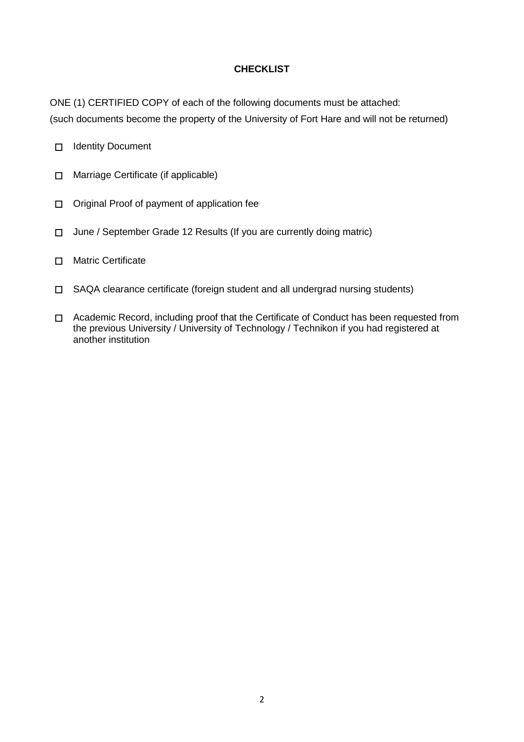## CHECKLIST

ONE (1) CERTIFIED COPY of each of the following documents must be attached:
(such documents become the property of the University of Fort Hare and will not be returned)

- ☐ Identity Document
- ☐ Marriage Certificate (if applicable)
- ☐ Original Proof of payment of application fee
- ☐ June / September Grade 12 Results (If you are currently doing matric)
- ☐ Matric Certificate
- ☐ SAQA clearance certificate (foreign student and all undergrad nursing students)
- ☐ Academic Record, including proof that the Certificate of Conduct has been requested from the previous University / University of Technology / Technikon if you had registered at another institution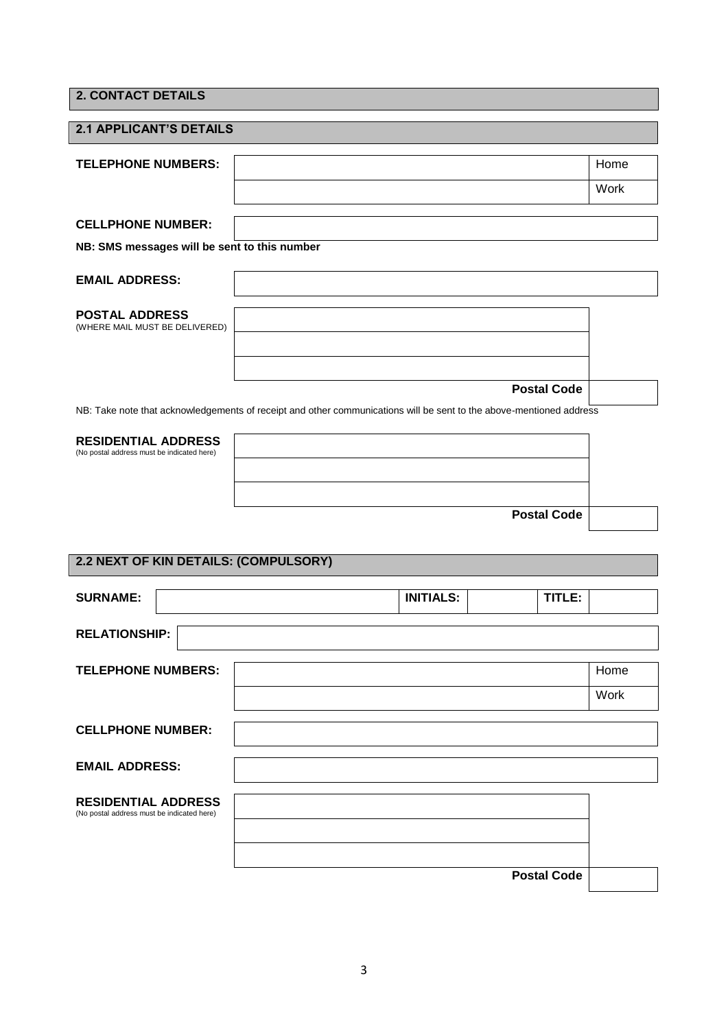## 2. CONTACT DETAILS

### 2.1 APPLICANT'S DETAILS

| **TELEPHONE NUMBERS:** | | |
|---|---|---|
| | | Home |
| | | Work |

**CELLPHONE NUMBER:**

**NB: SMS messages will be sent to this number**

**EMAIL ADDRESS:**

**POSTAL ADDRESS**
(WHERE MAIL MUST BE DELIVERED)

| | |
|---|---|
| | |
| | |
| | |
| **Postal Code** | |

NB: Take note that acknowledgements of receipt and other communications will be sent to the above-mentioned address

**RESIDENTIAL ADDRESS**
(No postal address must be indicated here)

| | |
|---|---|
| | |
| | |
| | |
| **Postal Code** | |

### 2.2 NEXT OF KIN DETAILS: (COMPULSORY)

| **SURNAME:** | | **INITIALS:** | | **TITLE:** | |
|---|---|---|---|---|---|

**RELATIONSHIP:**

| **TELEPHONE NUMBERS:** | | |
|---|---|---|
| | | Home |
| | | Work |

**CELLPHONE NUMBER:**

**EMAIL ADDRESS:**

**RESIDENTIAL ADDRESS**
(No postal address must be indicated here)

| | |
|---|---|
| | |
| | |
| | |
| **Postal Code** | |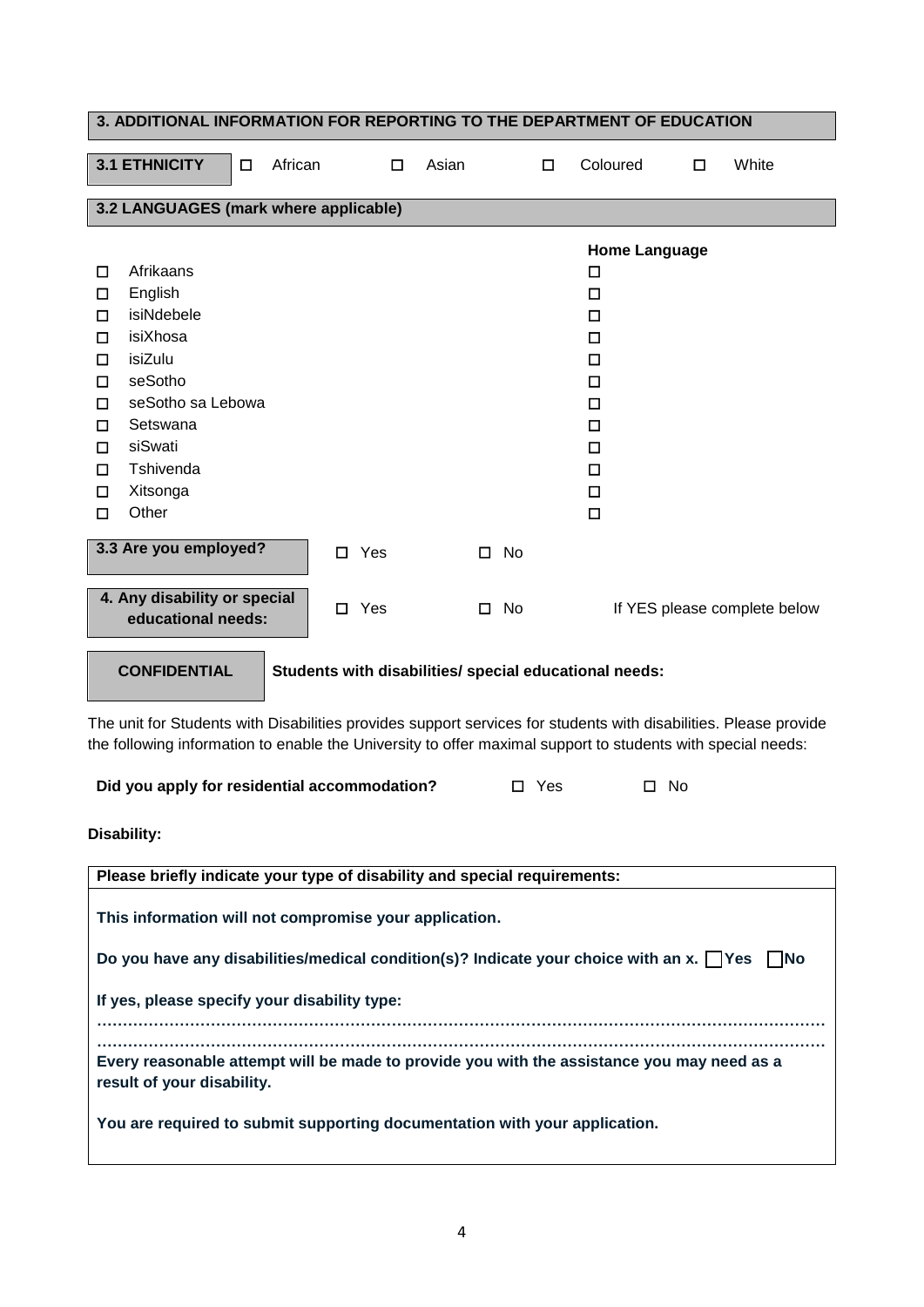## 3. ADDITIONAL INFORMATION FOR REPORTING TO THE DEPARTMENT OF EDUCATION

**3.1 ETHNICITY** ☐ African ☐ Asian ☐ Coloured ☐ White

**3.2 LANGUAGES (mark where applicable)**

| | Language | Home Language |
|---|---|---|
| ☐ | Afrikaans | ☐ |
| ☐ | English | ☐ |
| ☐ | isiNdebele | ☐ |
| ☐ | isiXhosa | ☐ |
| ☐ | isiZulu | ☐ |
| ☐ | seSotho | ☐ |
| ☐ | seSotho sa Lebowa | ☐ |
| ☐ | Setswana | ☐ |
| ☐ | siSwati | ☐ |
| ☐ | Tshivenda | ☐ |
| ☐ | Xitsonga | ☐ |
| ☐ | Other | ☐ |

**3.3 Are you employed?** ☐ Yes ☐ No

**4. Any disability or special educational needs:** ☐ Yes ☐ No If YES please complete below

**CONFIDENTIAL** **Students with disabilities/ special educational needs:**

The unit for Students with Disabilities provides support services for students with disabilities. Please provide the following information to enable the University to offer maximal support to students with special needs:

**Did you apply for residential accommodation?** ☐ Yes ☐ No

**Disability:**

**Please briefly indicate your type of disability and special requirements:**

**This information will not compromise your application.**

**Do you have any disabilities/medical condition(s)? Indicate your choice with an x.** ☐ **Yes** ☐ **No**

**If yes, please specify your disability type:**

……………………………………………………………………………………………………………………

……………………………………………………………………………………………………………………

**Every reasonable attempt will be made to provide you with the assistance you may need as a result of your disability.**

**You are required to submit supporting documentation with your application.**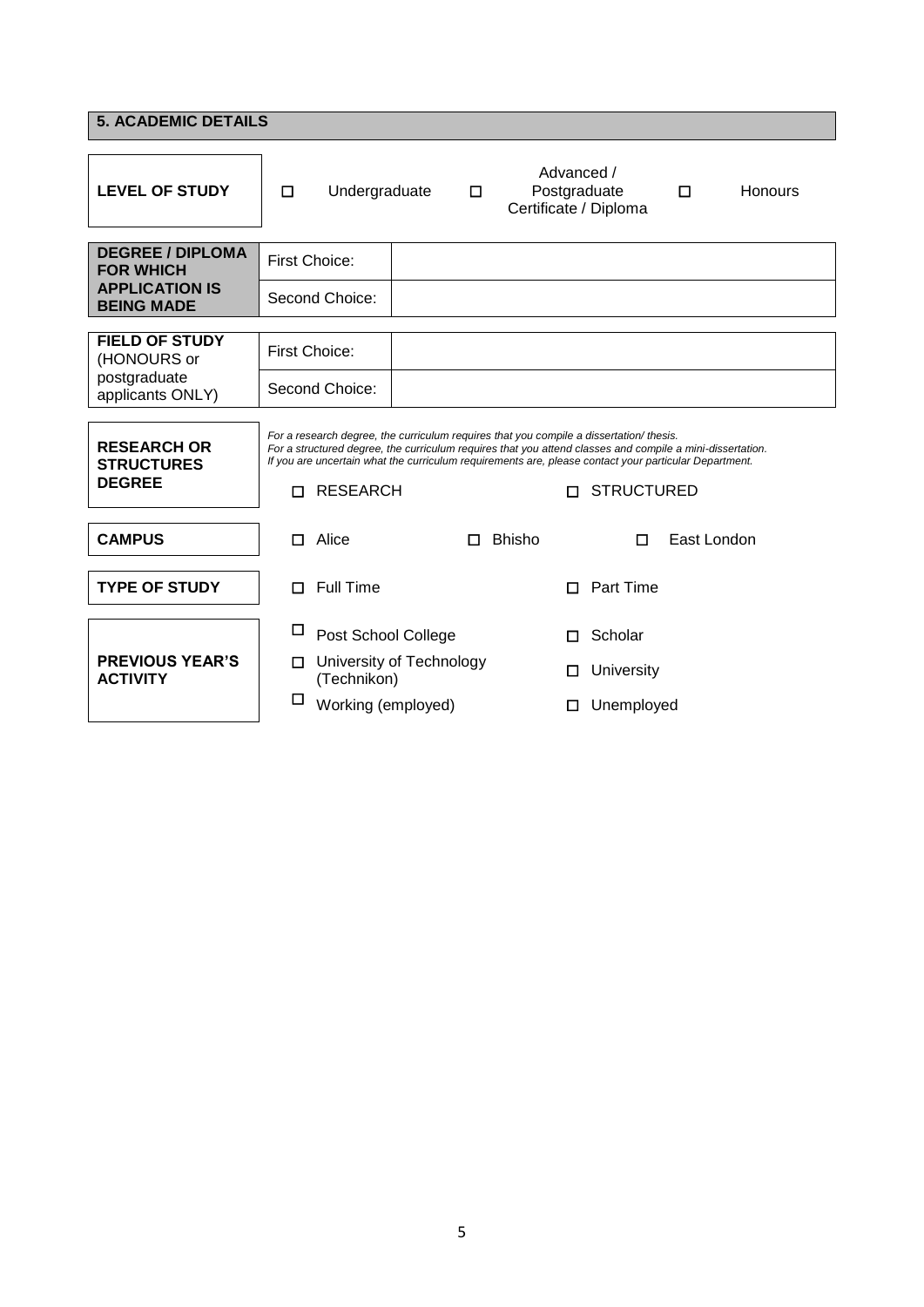## 5. ACADEMIC DETAILS

| **LEVEL OF STUDY** | ☐ Undergraduate | ☐ Advanced / Postgraduate Certificate / Diploma | ☐ Honours |
|---|---|---|---|

| **DEGREE / DIPLOMA FOR WHICH APPLICATION IS BEING MADE** | First Choice: | |
|---|---|---|
| | Second Choice: | |

| **FIELD OF STUDY** (HONOURS or postgraduate applicants ONLY) | First Choice: | |
|---|---|---|
| | Second Choice: | |

| **RESEARCH OR STRUCTURES DEGREE** | *For a research degree, the curriculum requires that you compile a dissertation/ thesis. For a structured degree, the curriculum requires that you attend classes and compile a mini-dissertation. If you are uncertain what the curriculum requirements are, please contact your particular Department.* | |
|---|---|---|
| | ☐ RESEARCH | ☐ STRUCTURED |

| **CAMPUS** | ☐ Alice | ☐ Bhisho | ☐ East London |
|---|---|---|---|

| **TYPE OF STUDY** | ☐ Full Time | ☐ Part Time |
|---|---|---|

| **PREVIOUS YEAR'S ACTIVITY** | ☐ Post School College | ☐ Scholar |
|---|---|---|
| | ☐ University of Technology (Technikon) | ☐ University |
| | ☐ Working (employed) | ☐ Unemployed |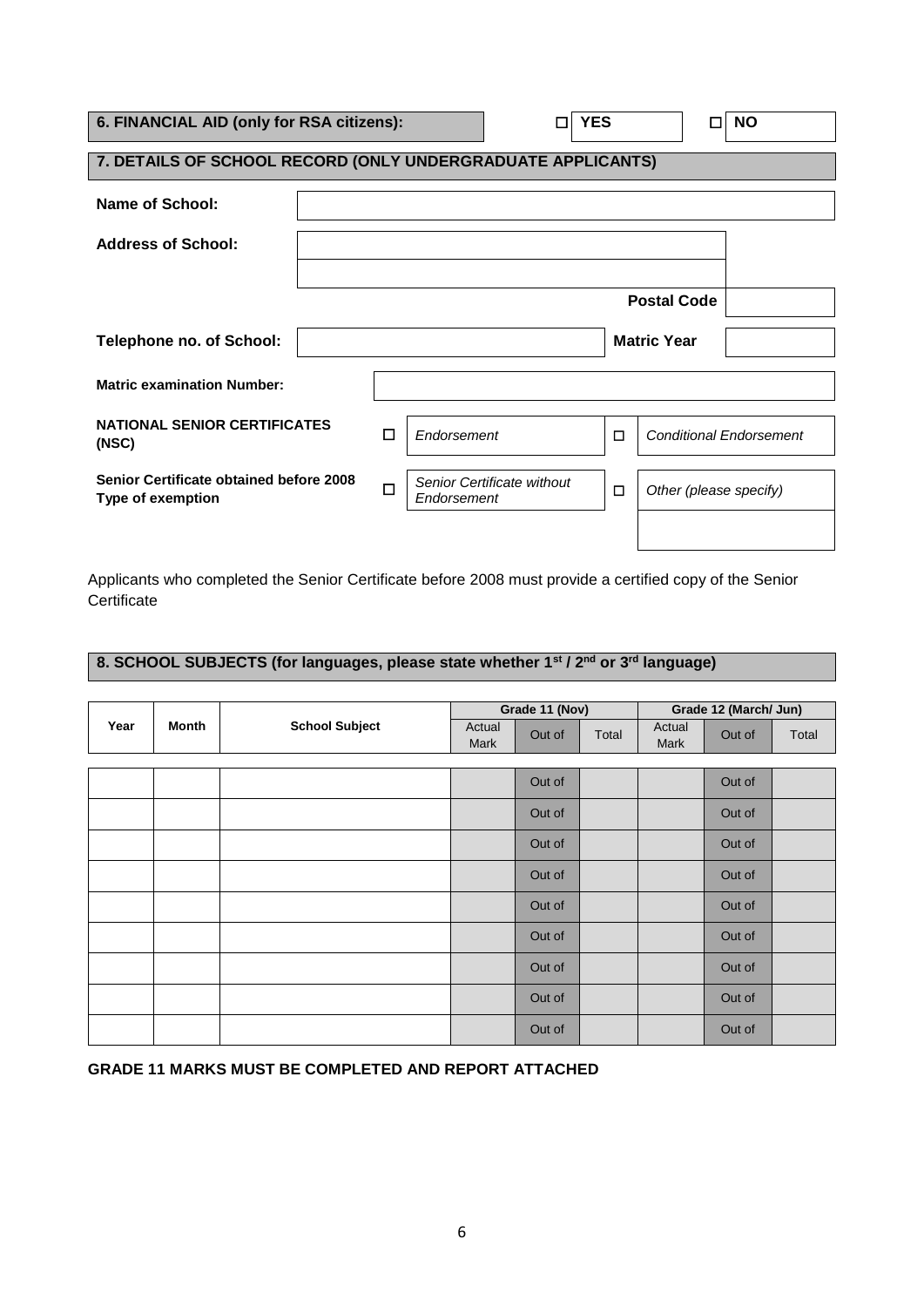## 6. FINANCIAL AID (only for RSA citizens):

☐ **YES** ☐ **NO**

## 7. DETAILS OF SCHOOL RECORD (ONLY UNDERGRADUATE APPLICANTS)

| | |
|---|---|
| **Name of School:** | |
| **Address of School:** | |
| | |
| **Postal Code** | |
| **Telephone no. of School:** | |
| **Matric Year** | |
| **Matric examination Number:** | |

| | | | | |
|---|---|---|---|---|
| **NATIONAL SENIOR CERTIFICATES (NSC)** | ☐ | *Endorsement* | ☐ | *Conditional Endorsement* |
| **Senior Certificate obtained before 2008 Type of exemption** | ☐ | *Senior Certificate without Endorsement* | ☐ | *Other (please specify)* |
| | | | | |

Applicants who completed the Senior Certificate before 2008 must provide a certified copy of the Senior Certificate

## 8. SCHOOL SUBJECTS (for languages, please state whether 1st / 2nd or 3rd language)

| Year | Month | School Subject | Grade 11 (Nov) | | | Grade 12 (March/ Jun) | | |
|---|---|---|---|---|---|---|---|---|
| | | | Actual Mark | Out of | Total | Actual Mark | Out of | Total |
| | | | | Out of | | | Out of | |
| | | | | Out of | | | Out of | |
| | | | | Out of | | | Out of | |
| | | | | Out of | | | Out of | |
| | | | | Out of | | | Out of | |
| | | | | Out of | | | Out of | |
| | | | | Out of | | | Out of | |
| | | | | Out of | | | Out of | |
| | | | | Out of | | | Out of | |

**GRADE 11 MARKS MUST BE COMPLETED AND REPORT ATTACHED**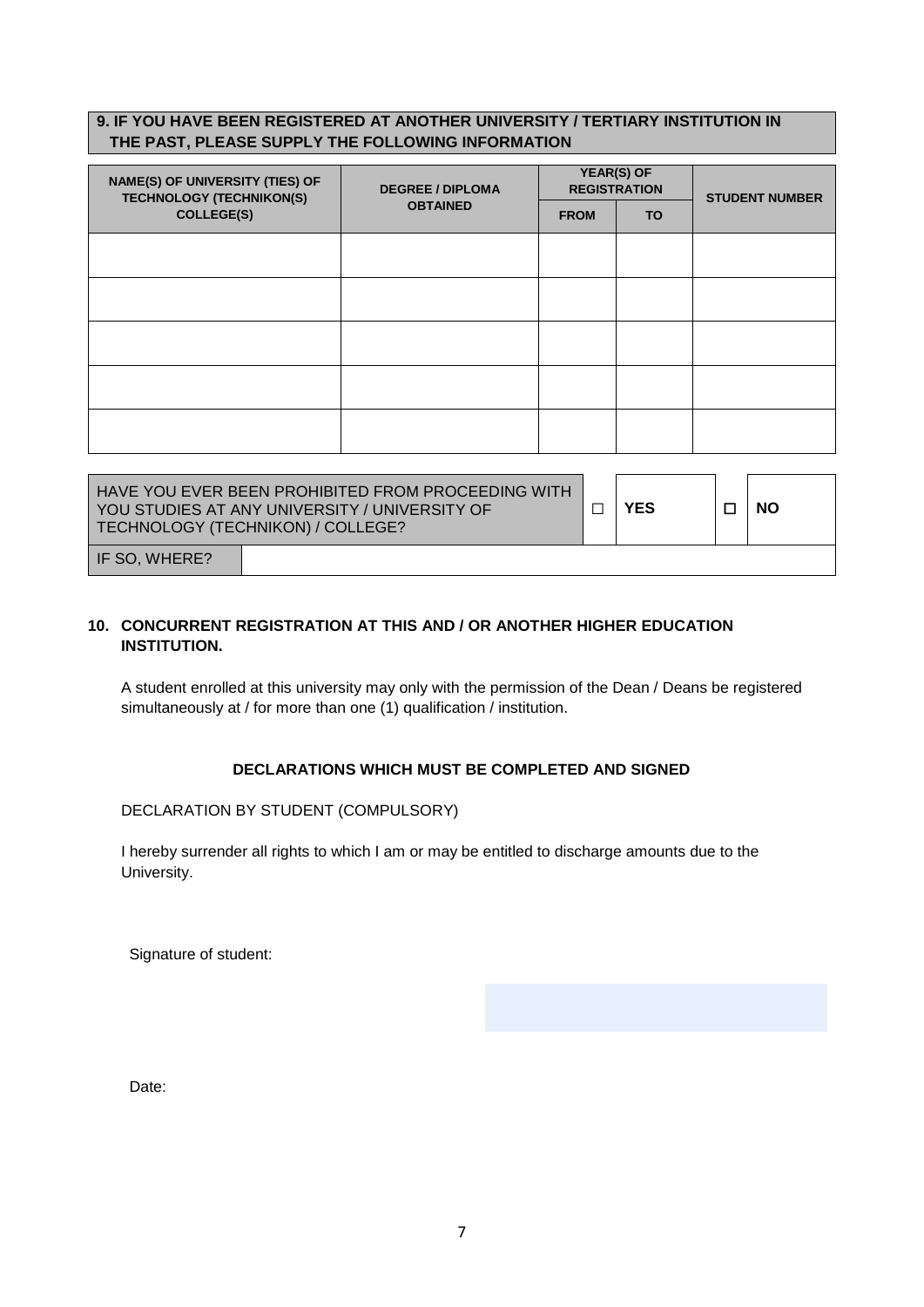## 9. IF YOU HAVE BEEN REGISTERED AT ANOTHER UNIVERSITY / TERTIARY INSTITUTION IN THE PAST, PLEASE SUPPLY THE FOLLOWING INFORMATION

| NAME(S) OF UNIVERSITY (TIES) OF TECHNOLOGY (TECHNIKON(S) COLLEGE(S) | DEGREE / DIPLOMA OBTAINED | YEAR(S) OF REGISTRATION | | STUDENT NUMBER |
|---|---|---|---|---|
| | | FROM | TO | |
| | | | | |
| | | | | |
| | | | | |
| | | | | |
| | | | | |

| HAVE YOU EVER BEEN PROHIBITED FROM PROCEEDING WITH YOU STUDIES AT ANY UNIVERSITY / UNIVERSITY OF TECHNOLOGY (TECHNIKON) / COLLEGE? | ☐ | **YES** | ☐ | **NO** |
|---|---|---|---|---|
| IF SO, WHERE? | | | | |

## 10. CONCURRENT REGISTRATION AT THIS AND / OR ANOTHER HIGHER EDUCATION INSTITUTION.

A student enrolled at this university may only with the permission of the Dean / Deans be registered simultaneously at / for more than one (1) qualification / institution.

**DECLARATIONS WHICH MUST BE COMPLETED AND SIGNED**

DECLARATION BY STUDENT (COMPULSORY)

I hereby surrender all rights to which I am or may be entitled to discharge amounts due to the University.

Signature of student:

Date: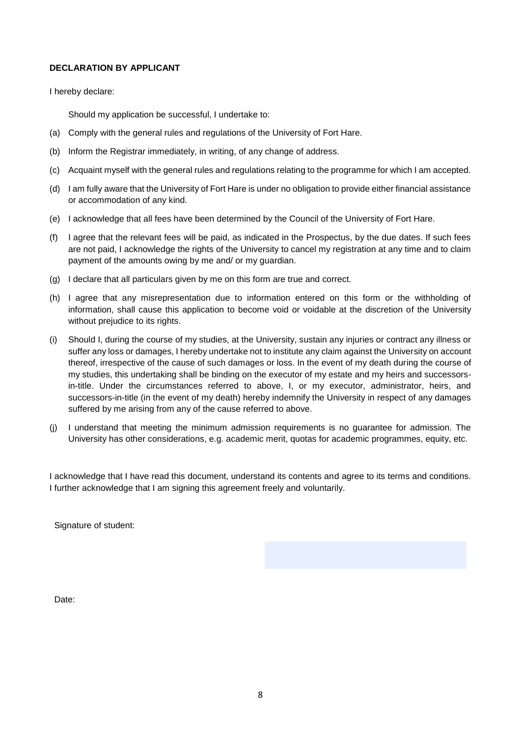**DECLARATION BY APPLICANT**

I hereby declare:

Should my application be successful, I undertake to:

(a) Comply with the general rules and regulations of the University of Fort Hare.

(b) Inform the Registrar immediately, in writing, of any change of address.

(c) Acquaint myself with the general rules and regulations relating to the programme for which I am accepted.

(d) I am fully aware that the University of Fort Hare is under no obligation to provide either financial assistance or accommodation of any kind.

(e) I acknowledge that all fees have been determined by the Council of the University of Fort Hare.

(f) I agree that the relevant fees will be paid, as indicated in the Prospectus, by the due dates. If such fees are not paid, I acknowledge the rights of the University to cancel my registration at any time and to claim payment of the amounts owing by me and/ or my guardian.

(g) I declare that all particulars given by me on this form are true and correct.

(h) I agree that any misrepresentation due to information entered on this form or the withholding of information, shall cause this application to become void or voidable at the discretion of the University without prejudice to its rights.

(i) Should I, during the course of my studies, at the University, sustain any injuries or contract any illness or suffer any loss or damages, I hereby undertake not to institute any claim against the University on account thereof, irrespective of the cause of such damages or loss. In the event of my death during the course of my studies, this undertaking shall be binding on the executor of my estate and my heirs and successors-in-title. Under the circumstances referred to above, I, or my executor, administrator, heirs, and successors-in-title (in the event of my death) hereby indemnify the University in respect of any damages suffered by me arising from any of the cause referred to above.

(j) I understand that meeting the minimum admission requirements is no guarantee for admission. The University has other considerations, e.g. academic merit, quotas for academic programmes, equity, etc.

I acknowledge that I have read this document, understand its contents and agree to its terms and conditions. I further acknowledge that I am signing this agreement freely and voluntarily.

Signature of student:

Date: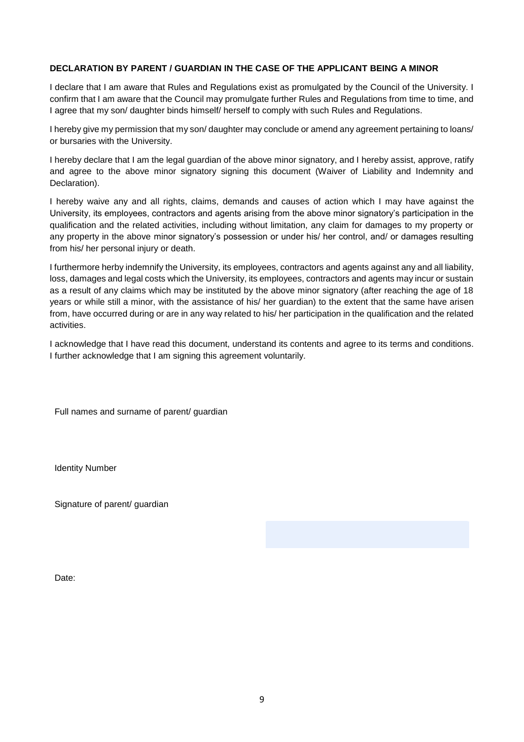**DECLARATION BY PARENT / GUARDIAN IN THE CASE OF THE APPLICANT BEING A MINOR**

I declare that I am aware that Rules and Regulations exist as promulgated by the Council of the University. I confirm that I am aware that the Council may promulgate further Rules and Regulations from time to time, and I agree that my son/ daughter binds himself/ herself to comply with such Rules and Regulations.

I hereby give my permission that my son/ daughter may conclude or amend any agreement pertaining to loans/ or bursaries with the University.

I hereby declare that I am the legal guardian of the above minor signatory, and I hereby assist, approve, ratify and agree to the above minor signatory signing this document (Waiver of Liability and Indemnity and Declaration).

I hereby waive any and all rights, claims, demands and causes of action which I may have against the University, its employees, contractors and agents arising from the above minor signatory's participation in the qualification and the related activities, including without limitation, any claim for damages to my property or any property in the above minor signatory's possession or under his/ her control, and/ or damages resulting from his/ her personal injury or death.

I furthermore herby indemnify the University, its employees, contractors and agents against any and all liability, loss, damages and legal costs which the University, its employees, contractors and agents may incur or sustain as a result of any claims which may be instituted by the above minor signatory (after reaching the age of 18 years or while still a minor, with the assistance of his/ her guardian) to the extent that the same have arisen from, have occurred during or are in any way related to his/ her participation in the qualification and the related activities.

I acknowledge that I have read this document, understand its contents and agree to its terms and conditions. I further acknowledge that I am signing this agreement voluntarily.

Full names and surname of parent/ guardian

Identity Number

Signature of parent/ guardian

Date: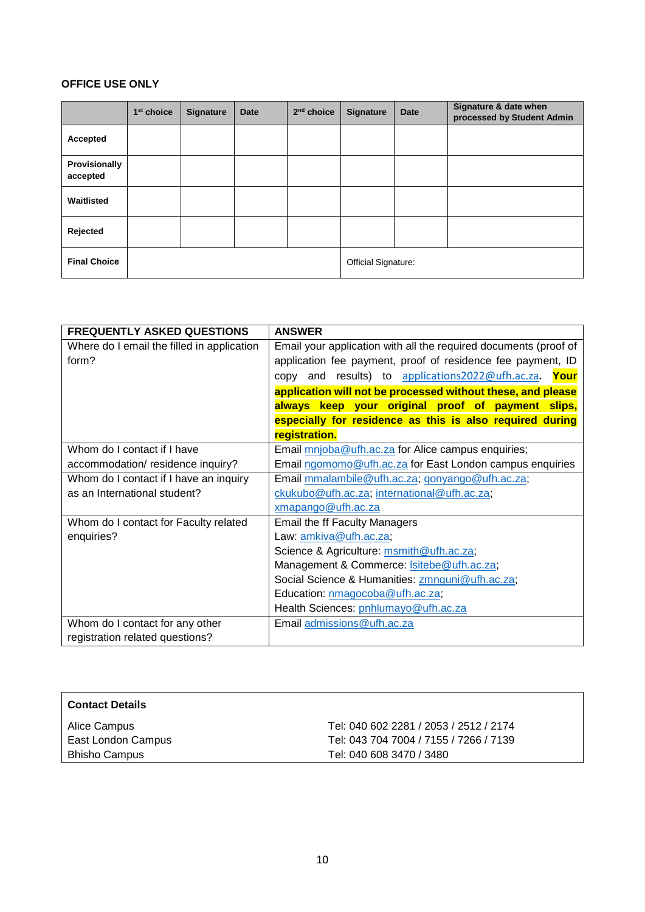**OFFICE USE ONLY**

| | 1st choice | Signature | Date | 2nd choice | Signature | Date | Signature & date when processed by Student Admin |
|---|---|---|---|---|---|---|---|
| **Accepted** | | | | | | | |
| **Provisionally accepted** | | | | | | | |
| **Waitlisted** | | | | | | | |
| **Rejected** | | | | | | | |
| **Final Choice** | | | | | Official Signature: | | |

| FREQUENTLY ASKED QUESTIONS | ANSWER |
|---|---|
| Where do I email the filled in application form? | Email your application with all the required documents (proof of application fee payment, proof of residence fee payment, ID copy and results) to applications2022@ufh.ac.za. **Your application will not be processed without these, and please always keep your original proof of payment slips, especially for residence as this is also required during registration.** |
| Whom do I contact if I have accommodation/ residence inquiry? | Email mnjoba@ufh.ac.za for Alice campus enquiries; Email ngomomo@ufh.ac.za for East London campus enquiries |
| Whom do I contact if I have an inquiry as an International student? | Email mmalambile@ufh.ac.za; gonyango@ufh.ac.za; ckukubo@ufh.ac.za; international@ufh.ac.za; xmapango@ufh.ac.za |
| Whom do I contact for Faculty related enquiries? | Email the ff Faculty Managers<br>Law: amkiva@ufh.ac.za;<br>Science & Agriculture: msmith@ufh.ac.za;<br>Management & Commerce: lsitebe@ufh.ac.za;<br>Social Science & Humanities: zmnguni@ufh.ac.za;<br>Education: nmagocoba@ufh.ac.za;<br>Health Sciences: pnhlumayo@ufh.ac.za |
| Whom do I contact for any other registration related questions? | Email admissions@ufh.ac.za |

**Contact Details**

| | |
|---|---|
| Alice Campus | Tel: 040 602 2281 / 2053 / 2512 / 2174 |
| East London Campus | Tel: 043 704 7004 / 7155 / 7266 / 7139 |
| Bhisho Campus | Tel: 040 608 3470 / 3480 |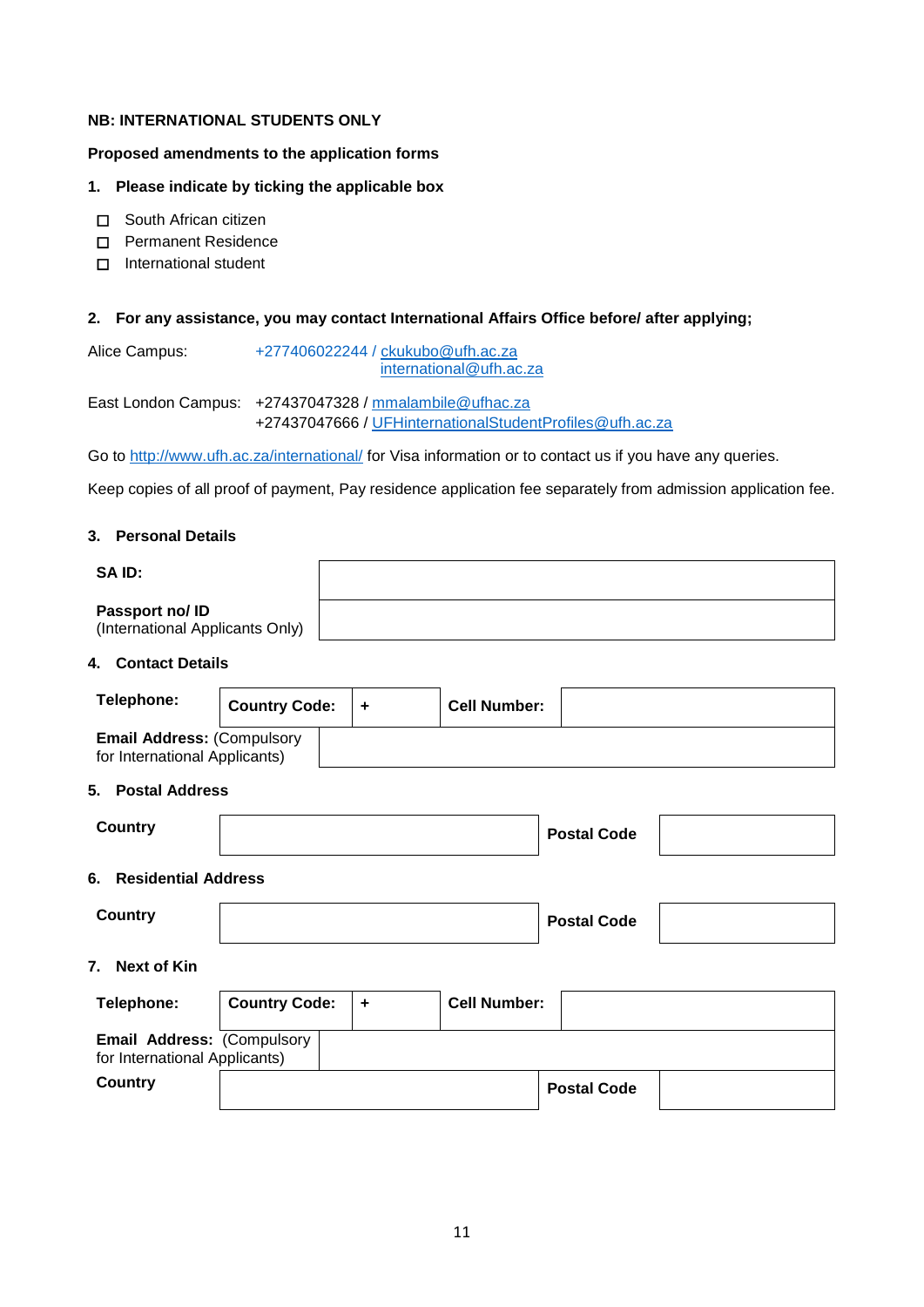**NB: INTERNATIONAL STUDENTS ONLY**

**Proposed amendments to the application forms**

**1. Please indicate by ticking the applicable box**

- ☐ South African citizen
- ☐ Permanent Residence
- ☐ International student

**2. For any assistance, you may contact International Affairs Office before/ after applying;**

Alice Campus: +277406022244 / ckukubo@ufh.ac.za
international@ufh.ac.za

East London Campus: +27437047328 / mmalambile@ufhac.za
+27437047666 / UFHinternationalStudentProfiles@ufh.ac.za

Go to http://www.ufh.ac.za/international/ for Visa information or to contact us if you have any queries.

Keep copies of all proof of payment, Pay residence application fee separately from admission application fee.

**3. Personal Details**

| | |
|---|---|
| **SA ID:** | |
| **Passport no/ ID** (International Applicants Only) | |

**4. Contact Details**

| | | | | |
|---|---|---|---|---|
| **Telephone:** | **Country Code:** | **+** | **Cell Number:** | |
| **Email Address:** (Compulsory for International Applicants) | | | | |

**5. Postal Address**

| | | | |
|---|---|---|---|
| **Country** | | **Postal Code** | |

**6. Residential Address**

| | | | |
|---|---|---|---|
| **Country** | | **Postal Code** | |

**7. Next of Kin**

| | | | | |
|---|---|---|---|---|
| **Telephone:** | **Country Code:** | **+** | **Cell Number:** | |
| **Email Address:** (Compulsory for International Applicants) | | | | |
| **Country** | | | **Postal Code** | |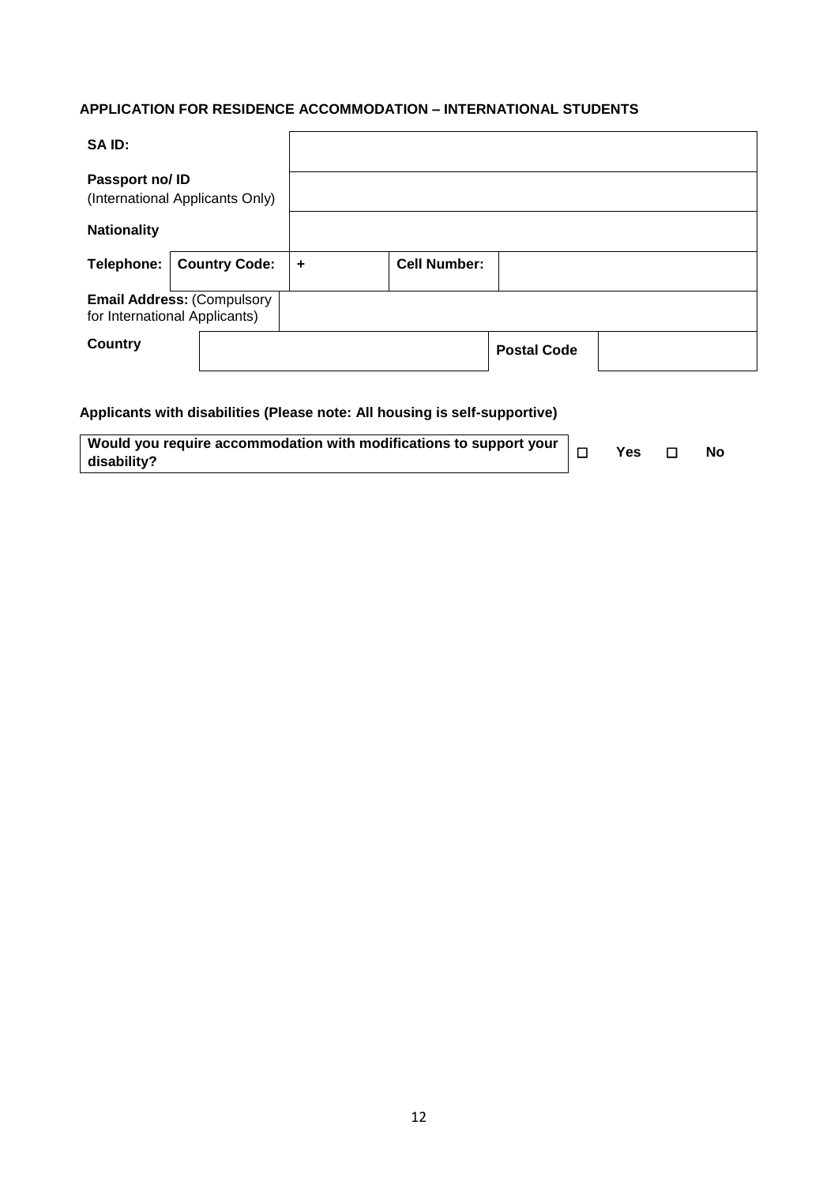**APPLICATION FOR RESIDENCE ACCOMMODATION – INTERNATIONAL STUDENTS**

| | | | | | |
|---|---|---|---|---|---|
| **SA ID:** | | | | | |
| **Passport no/ ID** (International Applicants Only) | | | | | |
| **Nationality** | | | | | |
| **Telephone:** | **Country Code:** | + | **Cell Number:** | | |
| **Email Address:** (Compulsory for International Applicants) | | | | | |
| **Country** | | | **Postal Code** | | |

**Applicants with disabilities (Please note: All housing is self-supportive)**

| | | |
|---|---|---|
| **Would you require accommodation with modifications to support your disability?** | ☐ **Yes** | ☐ **No** |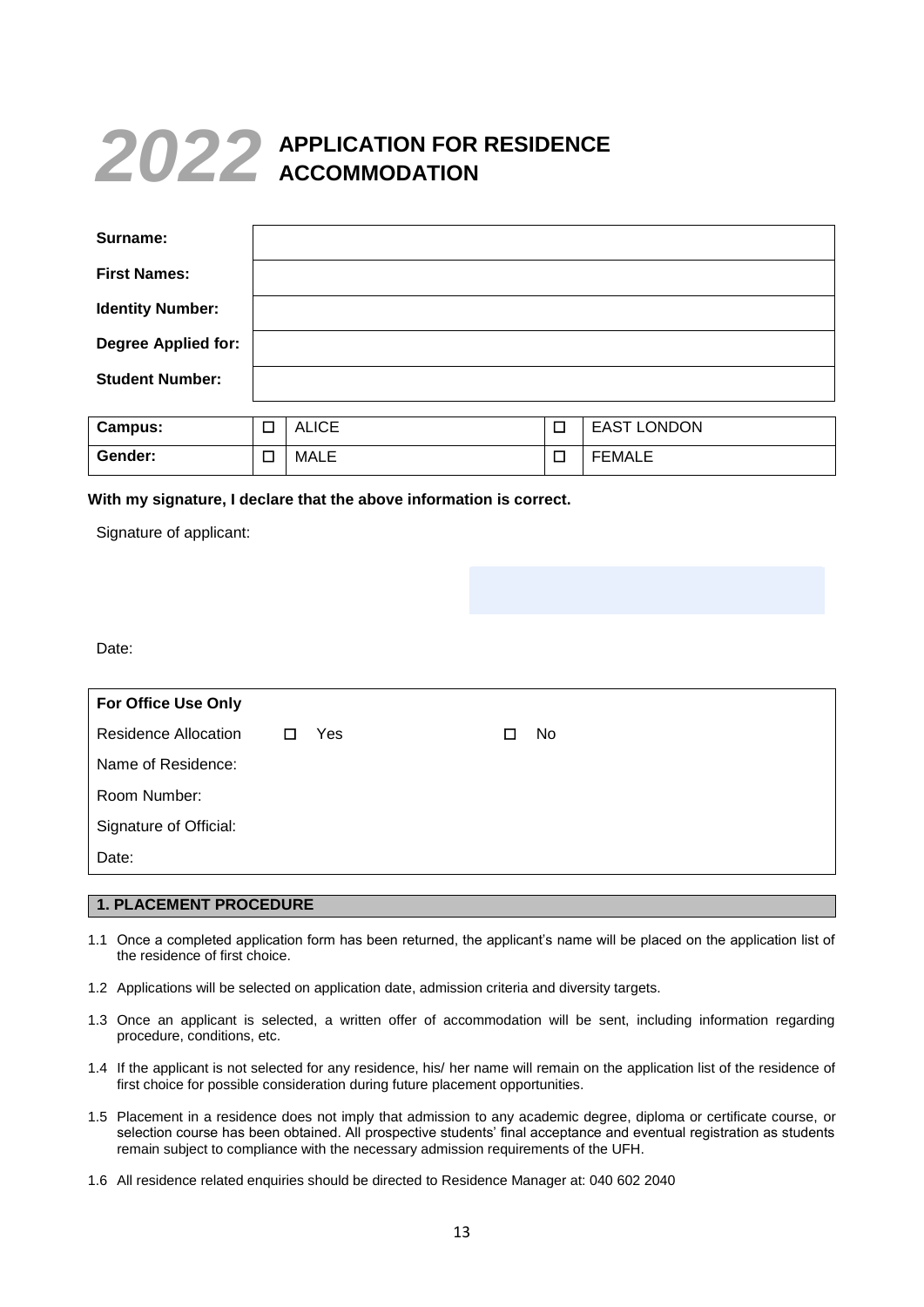# 2022 APPLICATION FOR RESIDENCE ACCOMMODATION

| | |
|---|---|
| **Surname:** | |
| **First Names:** | |
| **Identity Number:** | |
| **Degree Applied for:** | |
| **Student Number:** | |

| | | | | |
|---|---|---|---|---|
| **Campus:** | ☐ | ALICE | ☐ | EAST LONDON |
| **Gender:** | ☐ | MALE | ☐ | FEMALE |

**With my signature, I declare that the above information is correct.**

Signature of applicant:

Date:

| **For Office Use Only** | | |
|---|---|---|
| Residence Allocation | ☐ Yes | ☐ No |
| Name of Residence: | | |
| Room Number: | | |
| Signature of Official: | | |
| Date: | | |

## 1. PLACEMENT PROCEDURE

1.1 Once a completed application form has been returned, the applicant's name will be placed on the application list of the residence of first choice.

1.2 Applications will be selected on application date, admission criteria and diversity targets.

1.3 Once an applicant is selected, a written offer of accommodation will be sent, including information regarding procedure, conditions, etc.

1.4 If the applicant is not selected for any residence, his/ her name will remain on the application list of the residence of first choice for possible consideration during future placement opportunities.

1.5 Placement in a residence does not imply that admission to any academic degree, diploma or certificate course, or selection course has been obtained. All prospective students' final acceptance and eventual registration as students remain subject to compliance with the necessary admission requirements of the UFH.

1.6 All residence related enquiries should be directed to Residence Manager at: 040 602 2040